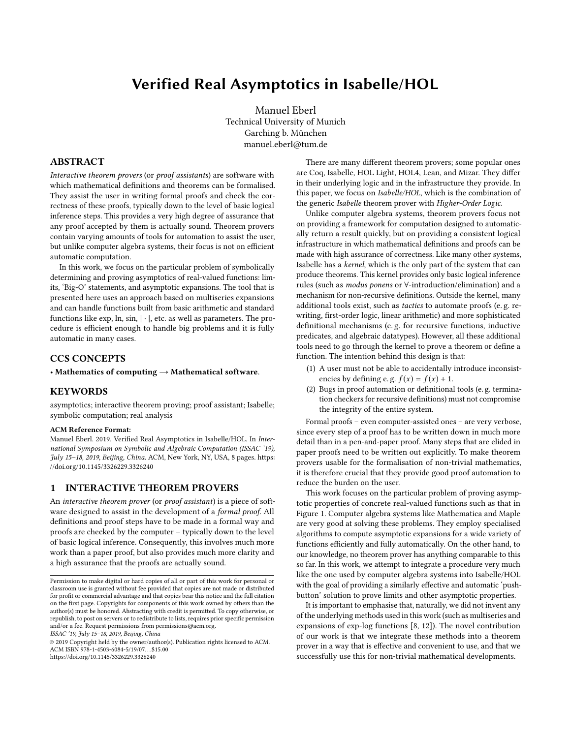# Verified Real Asymptotics in Isabelle/HOL

Manuel Eberl
Technical University of Munich
Garching b. München
manuel.eberl@tum.de

## ABSTRACT

*Interactive theorem provers* (or *proof assistants*) are software with which mathematical definitions and theorems can be formalised. They assist the user in writing formal proofs and check the correctness of these proofs, typically down to the level of basic logical inference steps. This provides a very high degree of assurance that any proof accepted by them is actually sound. Theorem provers contain varying amounts of tools for automation to assist the user, but unlike computer algebra systems, their focus is not on efficient automatic computation.

In this work, we focus on the particular problem of symbolically determining and proving asymptotics of real-valued functions: limits, 'Big-O' statements, and asymptotic expansions. The tool that is presented here uses an approach based on multiseries expansions and can handle functions built from basic arithmetic and standard functions like exp, ln, sin, $|\cdot|$, etc. as well as parameters. The procedure is efficient enough to handle big problems and it is fully automatic in many cases.

## CCS CONCEPTS

• **Mathematics of computing → Mathematical software**.

## KEYWORDS

asymptotics; interactive theorem proving; proof assistant; Isabelle; symbolic computation; real analysis

**ACM Reference Format:**
Manuel Eberl. 2019. Verified Real Asymptotics in Isabelle/HOL. In *International Symposium on Symbolic and Algebraic Computation (ISSAC '19), July 15–18, 2019, Beijing, China.* ACM, New York, NY, USA, 8 pages. https://doi.org/10.1145/3326229.3326240

## 1 INTERACTIVE THEOREM PROVERS

An *interactive theorem prover* (or *proof assistant*) is a piece of software designed to assist in the development of a *formal proof*. All definitions and proof steps have to be made in a formal way and proofs are checked by the computer – typically down to the level of basic logical inference. Consequently, this involves much more work than a paper proof, but also provides much more clarity and a high assurance that the proofs are actually sound.

Permission to make digital or hard copies of all or part of this work for personal or classroom use is granted without fee provided that copies are not made or distributed for profit or commercial advantage and that copies bear this notice and the full citation on the first page. Copyrights for components of this work owned by others than the author(s) must be honored. Abstracting with credit is permitted. To copy otherwise, or republish, to post on servers or to redistribute to lists, requires prior specific permission and/or a fee. Request permissions from permissions@acm.org.
*ISSAC '19, July 15–18, 2019, Beijing, China*
© 2019 Copyright held by the owner/author(s). Publication rights licensed to ACM.
ACM ISBN 978-1-4503-6084-5/19/07…$15.00
https://doi.org/10.1145/3326229.3326240

There are many different theorem provers; some popular ones are Coq, Isabelle, HOL Light, HOL4, Lean, and Mizar. They differ in their underlying logic and in the infrastructure they provide. In this paper, we focus on *Isabelle/HOL*, which is the combination of the generic *Isabelle* theorem prover with *Higher-Order Logic*.

Unlike computer algebra systems, theorem provers focus not on providing a framework for computation designed to automatically return a result quickly, but on providing a consistent logical infrastructure in which mathematical definitions and proofs can be made with high assurance of correctness. Like many other systems, Isabelle has a *kernel*, which is the only part of the system that can produce theorems. This kernel provides only basic logical inference rules (such as *modus ponens* or ∀-introduction/elimination) and a mechanism for non-recursive definitions. Outside the kernel, many additional tools exist, such as *tactics* to automate proofs (e. g. rewriting, first-order logic, linear arithmetic) and more sophisticated definitional mechanisms (e. g. for recursive functions, inductive predicates, and algebraic datatypes). However, all these additional tools need to go through the kernel to prove a theorem or define a function. The intention behind this design is that:

(1) A user must not be able to accidentally introduce inconsistencies by defining e. g. $f(x) = f(x) + 1$.
(2) Bugs in proof automation or definitional tools (e. g. termination checkers for recursive definitions) must not compromise the integrity of the entire system.

Formal proofs – even computer-assisted ones – are very verbose, since every step of a proof has to be written down in much more detail than in a pen-and-paper proof. Many steps that are elided in paper proofs need to be written out explicitly. To make theorem provers usable for the formalisation of non-trivial mathematics, it is therefore crucial that they provide good proof automation to reduce the burden on the user.

This work focuses on the particular problem of proving asymptotic properties of concrete real-valued functions such as that in Figure 1. Computer algebra systems like Mathematica and Maple are very good at solving these problems. They employ specialised algorithms to compute asymptotic expansions for a wide variety of functions efficiently and fully automatically. On the other hand, to our knowledge, no theorem prover has anything comparable to this so far. In this work, we attempt to integrate a procedure very much like the one used by computer algebra systems into Isabelle/HOL with the goal of providing a similarly effective and automatic 'push-button' solution to prove limits and other asymptotic properties.

It is important to emphasise that, naturally, we did not invent any of the underlying methods used in this work (such as multiseries and expansions of exp-log functions [8, 12]). The novel contribution of our work is that we integrate these methods into a theorem prover in a way that is effective and convenient to use, and that we successfully use this for non-trivial mathematical developments.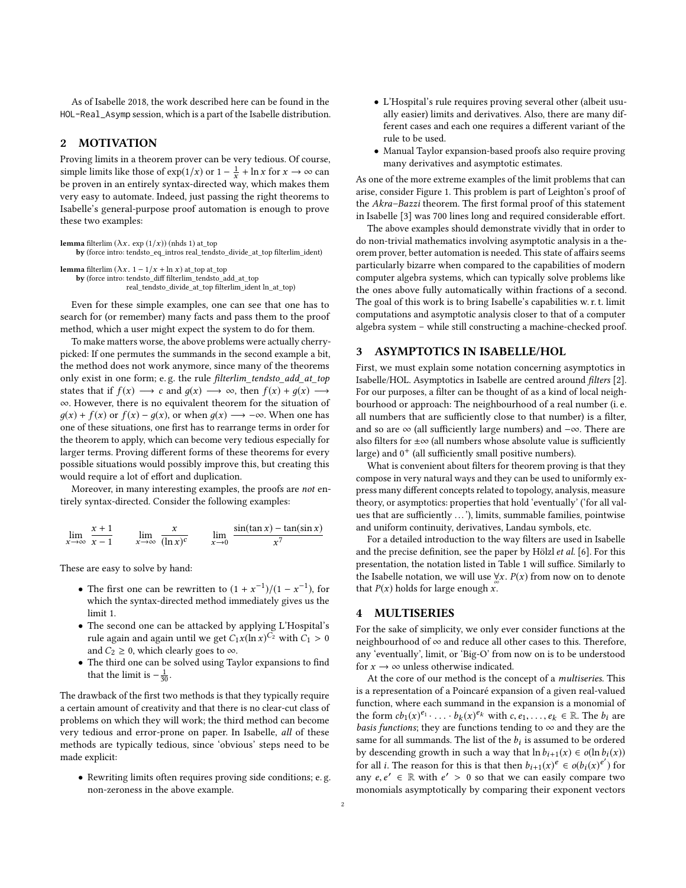As of Isabelle 2018, the work described here can be found in the `HOL-Real_Asymp` session, which is a part of the Isabelle distribution.

## 2 MOTIVATION

Proving limits in a theorem prover can be very tedious. Of course, simple limits like those of $\exp(1/x)$ or $1 - \frac{1}{x} + \ln x$ for $x \longrightarrow \infty$ can be proven in an entirely syntax-directed way, which makes them very easy to automate. Indeed, just passing the right theorems to Isabelle's general-purpose proof automation is enough to prove these two examples:

```
lemma filterlim (λx. exp (1/x)) (nhds 1) at_top
  by (force intro: tendsto_eq_intros real_tendsto_divide_at_top filterlim_ident)

lemma filterlim (λx. 1 − 1/x + ln x) at_top at_top
  by (force intro: tendsto_diff filterlim_tendsto_add_at_top
                   real_tendsto_divide_at_top filterlim_ident ln_at_top)
```

Even for these simple examples, one can see that one has to search for (or remember) many facts and pass them to the proof method, which a user might expect the system to do for them.

To make matters worse, the above problems were actually cherry-picked: If one permutes the summands in the second example a bit, the method does not work anymore, since many of the theorems only exist in one form; e. g. the rule *filterlim_tendsto_add_at_top* states that if $f(x) \longrightarrow c$ and $g(x) \longrightarrow \infty$, then $f(x) + g(x) \longrightarrow \infty$. However, there is no equivalent theorem for the situation of $g(x) + f(x)$ or $f(x) - g(x)$, or when $g(x) \longrightarrow -\infty$. When one has one of these situations, one first has to rearrange terms in order for the theorem to apply, which can become very tedious especially for larger terms. Proving different forms of these theorems for every possible situations would possibly improve this, but creating this would require a lot of effort and duplication.

Moreover, in many interesting examples, the proofs are *not* entirely syntax-directed. Consider the following examples:

$$\lim_{x\to\infty} \frac{x+1}{x-1} \qquad \lim_{x\to\infty} \frac{x}{(\ln x)^c} \qquad \lim_{x\to 0} \frac{\sin(\tan x) - \tan(\sin x)}{x^7}$$

These are easy to solve by hand:

- The first one can be rewritten to $(1 + x^{-1})/(1 - x^{-1})$, for which the syntax-directed method immediately gives us the limit 1.
- The second one can be attacked by applying L'Hospital's rule again and again until we get $C_1 x (\ln x)^{C_2}$ with $C_1 > 0$ and $C_2 \geq 0$, which clearly goes to $\infty$.
- The third one can be solved using Taylor expansions to find that the limit is $-\frac{1}{30}$.

The drawback of the first two methods is that they typically require a certain amount of creativity and that there is no clear-cut class of problems on which they will work; the third method can become very tedious and error-prone on paper. In Isabelle, *all* of these methods are typically tedious, since 'obvious' steps need to be made explicit:

- Rewriting limits often requires proving side conditions; e. g. non-zeroness in the above example.
- L'Hospital's rule requires proving several other (albeit usually easier) limits and derivatives. Also, there are many different cases and each one requires a different variant of the rule to be used.
- Manual Taylor expansion-based proofs also require proving many derivatives and asymptotic estimates.

As one of the more extreme examples of the limit problems that can arise, consider Figure 1. This problem is part of Leighton's proof of the *Akra–Bazzi* theorem. The first formal proof of this statement in Isabelle [3] was 700 lines long and required considerable effort.

The above examples should demonstrate vividly that in order to do non-trivial mathematics involving asymptotic analysis in a theorem prover, better automation is needed. This state of affairs seems particularly bizarre when compared to the capabilities of modern computer algebra systems, which can typically solve problems like the ones above fully automatically within fractions of a second. The goal of this work is to bring Isabelle's capabilities w. r. t. limit computations and asymptotic analysis closer to that of a computer algebra system – while still constructing a machine-checked proof.

## 3 ASYMPTOTICS IN ISABELLE/HOL

First, we must explain some notation concerning asymptotics in Isabelle/HOL. Asymptotics in Isabelle are centred around *filters* [2]. For our purposes, a filter can be thought of as a kind of local neighbourhood or approach: The neighbourhood of a real number (i. e. all numbers that are sufficiently close to that number) is a filter, and so are $\infty$ (all sufficiently large numbers) and $-\infty$. There are also filters for $\pm\infty$ (all numbers whose absolute value is sufficiently large) and $0^+$ (all sufficiently small positive numbers).

What is convenient about filters for theorem proving is that they compose in very natural ways and they can be used to uniformly express many different concepts related to topology, analysis, measure theory, or asymptotics: properties that hold 'eventually' ('for all values that are sufficiently …'), limits, summable families, pointwise and uniform continuity, derivatives, Landau symbols, etc.

For a detailed introduction to the way filters are used in Isabelle and the precise definition, see the paper by Hölzl *et al.* [6]. For this presentation, the notation listed in Table 1 will suffice. Similarly to the Isabelle notation, we will use $\forall_{\infty} x.\ P(x)$ from now on to denote that $P(x)$ holds for large enough $x$.

## 4 MULTISERIES

For the sake of simplicity, we only ever consider functions at the neighbourhood of $\infty$ and reduce all other cases to this. Therefore, any 'eventually', limit, or 'Big-O' from now on is to be understood for $x \to \infty$ unless otherwise indicated.

At the core of our method is the concept of a *multiseries*. This is a representation of a Poincaré expansion of a given real-valued function, where each summand in the expansion is a monomial of the form $c b_1(x)^{e_1} \cdot \ldots \cdot b_k(x)^{e_k}$ with $c, e_1, \ldots, e_k \in \mathbb{R}$. The $b_i$ are *basis functions*; they are functions tending to $\infty$ and they are the same for all summands. The list of the $b_i$ is assumed to be ordered by descending growth in such a way that $\ln b_{i+1}(x) \in o(\ln b_i(x))$ for all $i$. The reason for this is that then $b_{i+1}(x)^e \in o(b_i(x)^{e'})$ for any $e, e' \in \mathbb{R}$ with $e' > 0$ so that we can easily compare two monomials asymptotically by comparing their exponent vectors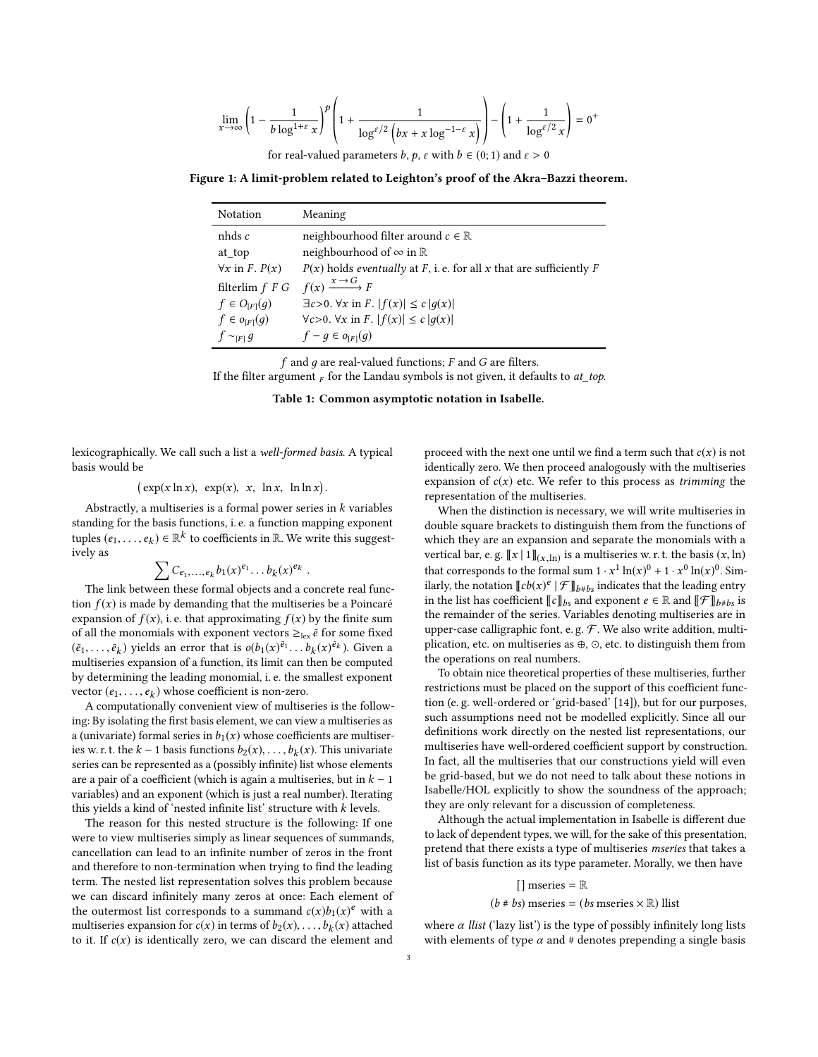$$\lim_{x\to\infty}\left(1-\frac{1}{b\log^{1+\varepsilon}x}\right)^p\left(1+\frac{1}{\log^{\varepsilon/2}\left(bx+x\log^{-1-\varepsilon}x\right)}\right)-\left(1+\frac{1}{\log^{\varepsilon/2}x}\right)=0^+$$

for real-valued parameters $b, p, \varepsilon$ with $b \in (0; 1)$ and $\varepsilon > 0$

**Figure 1: A limit-problem related to Leighton's proof of the Akra–Bazzi theorem.**

| Notation | Meaning |
|---|---|
| nhds $c$ | neighbourhood filter around $c \in \mathbb{R}$ |
| at_top | neighbourhood of $\infty$ in $\mathbb{R}$ |
| $\forall x$ in $F$. $P(x)$ | $P(x)$ holds *eventually* at $F$, i. e. for all $x$ that are sufficiently $F$ |
| filterlim $f$ $F$ $G$ | $f(x) \xrightarrow{x \to G} F$ |
| $f \in O_{[F]}(g)$ | $\exists c{>}0.\ \forall x$ in $F$. $\lvert f(x)\rvert \le c\,\lvert g(x)\rvert$ |
| $f \in o_{[F]}(g)$ | $\forall c{>}0.\ \forall x$ in $F$. $\lvert f(x)\rvert \le c\,\lvert g(x)\rvert$ |
| $f \sim_{[F]} g$ | $f - g \in o_{[F]}(g)$ |

$f$ and $g$ are real-valued functions; $F$ and $G$ are filters.
If the filter argument $_F$ for the Landau symbols is not given, it defaults to *at_top*.

**Table 1: Common asymptotic notation in Isabelle.**

lexicographically. We call such a list a *well-formed basis*. A typical basis would be

$$\big(\exp(x\ln x),\ \ \exp(x),\ \ x,\ \ \ln x,\ \ \ln\ln x\big).$$

Abstractly, a multiseries is a formal power series in $k$ variables standing for the basis functions, i. e. a function mapping exponent tuples $(e_1, \ldots, e_k) \in \mathbb{R}^k$ to coefficients in $\mathbb{R}$. We write this suggestively as

$$\sum C_{e_1,\ldots,e_k} b_1(x)^{e_1} \ldots b_k(x)^{e_k}\ .$$

The link between these formal objects and a concrete real function $f(x)$ is made by demanding that the multiseries be the Poincaré expansion of $f(x)$, i. e. that approximating $f(x)$ by the finite sum of all the monomials with exponent vectors $\ge_{\text{lex}} \bar{e}$ for some fixed $(\bar{e}_1, \ldots, \bar{e}_k)$ yields an error that is $o(b_1(x)^{\bar{e}_1} \ldots b_k(x)^{\bar{e}_k})$. Given a multiseries expansion of a function, its limit can then be computed by determining the leading monomial, i. e. the smallest exponent vector $(e_1, \ldots, e_k)$ whose coefficient is non-zero.

A computationally convenient view of multiseries is the following: By isolating the first basis element, we can view a multiseries as a (univariate) formal series in $b_1(x)$ whose coefficients are multiseries w. r. t. the $k-1$ basis functions $b_2(x), \ldots, b_k(x)$. This univariate series can be represented as a (possibly infinite) list whose elements are a pair of a coefficient (which is again a multiseries, but in $k-1$ variables) and an exponent (which is just a real number). Iterating this yields a kind of 'nested infinite list' structure with $k$ levels.

The reason for this nested structure is the following: If one were to view multiseries simply as linear sequences of summands, cancellation can lead to an infinite number of zeros in the front and therefore to non-termination when trying to find the leading term. The nested list representation solves this problem because we can discard infinitely many zeros at once: Each element of the outermost list corresponds to a summand $c(x)b_1(x)^e$ with a multiseries expansion for $c(x)$ in terms of $b_2(x), \ldots, b_k(x)$ attached to it. If $c(x)$ is identically zero, we can discard the element and proceed with the next one until we find a term such that $c(x)$ is not identically zero. We then proceed analogously with the multiseries expansion of $c(x)$ etc. We refer to this process as *trimming* the representation of the multiseries.

When the distinction is necessary, we will write multiseries in double square brackets to distinguish them from the functions of which they are an expansion and separate the monomials with a vertical bar, e. g. $[\![x \mid 1]\!]_{(x,\ln)}$ is a multiseries w. r. t. the basis $(x, \ln)$ that corresponds to the formal sum $1 \cdot x^1 \ln(x)^0 + 1 \cdot x^0 \ln(x)^0$. Similarly, the notation $[\![cb(x)^e \mid \mathcal{F}]\!]_{b\#bs}$ indicates that the leading entry in the list has coefficient $[\![c]\!]_{bs}$ and exponent $e \in \mathbb{R}$ and $[\![\mathcal{F}]\!]_{b\#bs}$ is the remainder of the series. Variables denoting multiseries are in upper-case calligraphic font, e. g. $\mathcal{F}$. We also write addition, multiplication, etc. on multiseries as $\oplus$, $\odot$, etc. to distinguish them from the operations on real numbers.

To obtain nice theoretical properties of these multiseries, further restrictions must be placed on the support of this coefficient function (e. g. well-ordered or 'grid-based' [14]), but for our purposes, such assumptions need not be modelled explicitly. Since all our definitions work directly on the nested list representations, our multiseries have well-ordered coefficient support by construction. In fact, all the multiseries that our constructions yield will even be grid-based, but we do not need to talk about these notions in Isabelle/HOL explicitly to show the soundness of the approach; they are only relevant for a discussion of completeness.

Although the actual implementation in Isabelle is different due to lack of dependent types, we will, for the sake of this presentation, pretend that there exists a type of multiseries *mseries* that takes a list of basis function as its type parameter. Morally, we then have

$$[\,]\ \text{mseries} = \mathbb{R}$$
$$(b \# bs)\ \text{mseries} = (bs\ \text{mseries} \times \mathbb{R})\ \text{llist}$$

where $\alpha$ *llist* ('lazy list') is the type of possibly infinitely long lists with elements of type $\alpha$ and # denotes prepending a single basis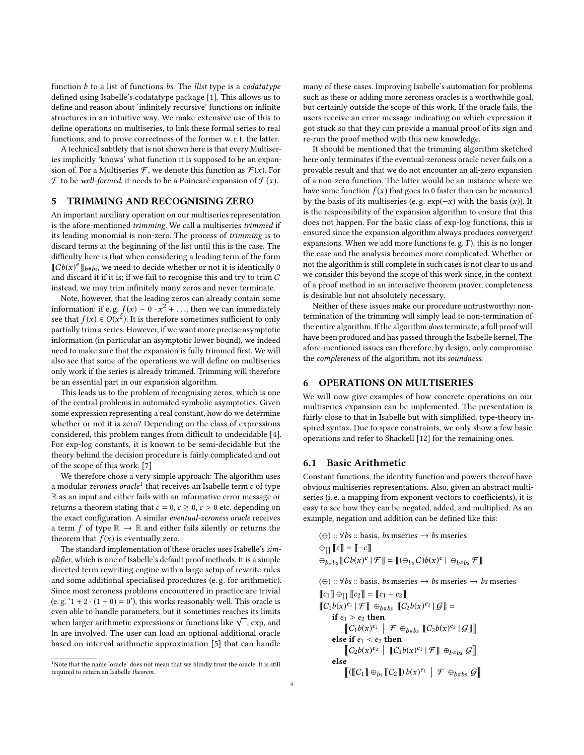function $b$ to a list of functions $bs$. The *llist* type is a *codatatype* defined using Isabelle's codatatype package [1]. This allows us to define and reason about 'infinitely recursive' functions on infinite structures in an intuitive way. We make extensive use of this to define operations on multiseries, to link these formal series to real functions, and to prove correctness of the former w. r. t. the latter.

A technical subtlety that is not shown here is that every Multiseries implicitly 'knows' what function it is supposed to be an expansion of. For a Multiseries $\mathcal{F}$, we denote this function as $\mathcal{F}(x)$. For $\mathcal{F}$ to be *well-formed*, it needs to be a Poincaré expansion of $\mathcal{F}(x)$.

## 5 TRIMMING AND RECOGNISING ZERO

An important auxiliary operation on our multiseries representation is the afore-mentioned *trimming*. We call a multiseries *trimmed* if its leading monomial is non-zero. The process of *trimming* is to discard terms at the beginning of the list until this is the case. The difficulty here is that when considering a leading term of the form $[\![Cb(x)^e]\!]_{b\#bs}$, we need to decide whether or not it is identically 0 and discard it if it is; if we fail to recognise this and try to trim $C$ instead, we may trim infinitely many zeros and never terminate.

Note, however, that the leading zeros can already contain some information: if e. g. $f(x) \sim 0 \cdot x^2 + \ldots$, then we can immediately see that $f(x) \in O(x^2)$. It is therefore sometimes sufficient to only partially trim a series. However, if we want more precise asymptotic information (in particular an asymptotic lower bound), we indeed need to make sure that the expansion is fully trimmed first. We will also see that some of the operations we will define on multiseries only work if the series is already trimmed. Trimming will therefore be an essential part in our expansion algorithm.

This leads us to the problem of recognising zeros, which is one of the central problems in automated symbolic asymptotics. Given some expression representing a real constant, how do we determine whether or not it is zero? Depending on the class of expressions considered, this problem ranges from difficult to undecidable [4]. For exp-log constants, it is known to be semi-decidable but the theory behind the decision procedure is fairly complicated and out of the scope of this work. [7]

We therefore chose a very simple approach: The algorithm uses a modular *zeroness oracle*[1] that receives an Isabelle term $c$ of type $\mathbb{R}$ as an input and either fails with an informative error message or returns a theorem stating that $c = 0$, $c \geq 0$, $c > 0$ etc. depending on the exact configuration. A similar *eventual-zeroness oracle* receives a term $f$ of type $\mathbb{R} \to \mathbb{R}$ and either fails silently or returns the theorem that $f(x)$ is eventually zero.

The standard implementation of these oracles uses Isabelle's *simplifier*, which is one of Isabelle's default proof methods. It is a simple directed term rewriting engine with a large setup of rewrite rules and some additional specialised procedures (e. g. for arithmetic). Since most zeroness problems encountered in practice are trivial (e. g. '$1 + 2 \cdot (1 + 0) = 0$'), this works reasonably well. This oracle is even able to handle parameters, but it sometimes reaches its limits when larger arithmetic expressions or functions like $\sqrt{\ }$, exp, and ln are involved. The user can load an optional additional oracle based on interval arithmetic approximation [5] that can handle many of these cases. Improving Isabelle's automation for problems such as these or adding more zeroness oracles is a worthwhile goal, but certainly outside the scope of this work. If the oracle fails, the users receive an error message indicating on which expression it got stuck so that they can provide a manual proof of its sign and re-run the proof method with this new knowledge.

[1] Note that the name 'oracle' does not mean that we blindly trust the oracle. It is still required to return an Isabelle *theorem*.

It should be mentioned that the trimming algorithm sketched here only terminates if the eventual-zeroness oracle never fails on a provable result and that we do not encounter an all-zero expansion of a non-zero function. The latter would be an instance where we have some function $f(x)$ that goes to 0 faster than can be measured by the basis of its multiseries (e. g. $\exp(-x)$ with the basis $(x)$). It is the responsibility of the expansion algorithm to ensure that this does not happen. For the basic class of exp-log functions, this is ensured since the expansion algorithm always produces *convergent* expansions. When we add more functions (e. g. Γ), this is no longer the case and the analysis becomes more complicated. Whether or not the algorithm is still complete in such cases is not clear to us and we consider this beyond the scope of this work since, in the context of a proof method in an interactive theorem prover, completeness is desirable but not absolutely necessary.

Neither of these issues make our procedure untrustworthy: non-termination of the trimming will simply lead to non-termination of the entire algorithm. If the algorithm *does* terminate, a full proof will have been produced and has passed through the Isabelle kernel. The afore-mentioned issues can therefore, by design, only compromise the *completeness* of the algorithm, not its *soundness*.

## 6 OPERATIONS ON MULTISERIES

We will now give examples of how concrete operations on our multiseries expansion can be implemented. The presentation is fairly close to that in Isabelle but with simplified, type-theory inspired syntax. Due to space constraints, we only show a few basic operations and refer to Shackell [12] for the remaining ones.

### 6.1 Basic Arithmetic

Constant functions, the identity function and powers thereof have obvious multiseries representations. Also, given an abstract multiseries (i. e. a mapping from exponent vectors to coefficients), it is easy to see how they can be negated, added, and multiplied. As an example, negation and addition can be defined like this:

$$(\ominus) :: \forall bs :: \text{basis}.\ bs\ \text{mseries} \to bs\ \text{mseries}$$
$$\ominus_{[]}\ [\![c]\!] = [\![-c]\!]$$
$$\ominus_{b\#bs}\ [\![Cb(x)^e \mid \mathcal{F}]\!] = [\![(\ominus_{bs} C) b(x)^e \mid \ominus_{b\#bs}\ \mathcal{F}]\!]$$

$$(\oplus) :: \forall bs :: \text{basis}.\ bs\ \text{mseries} \to bs\ \text{mseries} \to bs\ \text{mseries}$$
$$[\![c_1]\!] \oplus_{[]} [\![c_2]\!] = [\![c_1 + c_2]\!]$$
$$[\![C_1 b(x)^{e_1} \mid \mathcal{F}]\!] \oplus_{b\#bs} [\![C_2 b(x)^{e_2} \mid \mathcal{G}]\!] =$$
$$\quad \textbf{if } e_1 > e_2 \textbf{ then}$$
$$\qquad [\![C_1 b(x)^{e_1} \mid \mathcal{F} \oplus_{b\#bs} [\![C_2 b(x)^{e_2} \mid \mathcal{G}]\!]]\!]$$
$$\quad \textbf{else if } e_1 < e_2 \textbf{ then}$$
$$\qquad [\![C_2 b(x)^{e_2} \mid [\![C_1 b(x)^{e_1} \mid \mathcal{F}]\!] \oplus_{b\#bs} \mathcal{G}]\!]$$
$$\quad \textbf{else}$$
$$\qquad [\![([\![C_1]\!] \oplus_{bs} [\![C_2]\!])\, b(x)^{e_1} \mid \mathcal{F} \oplus_{b\#bs} \mathcal{G}]\!]$$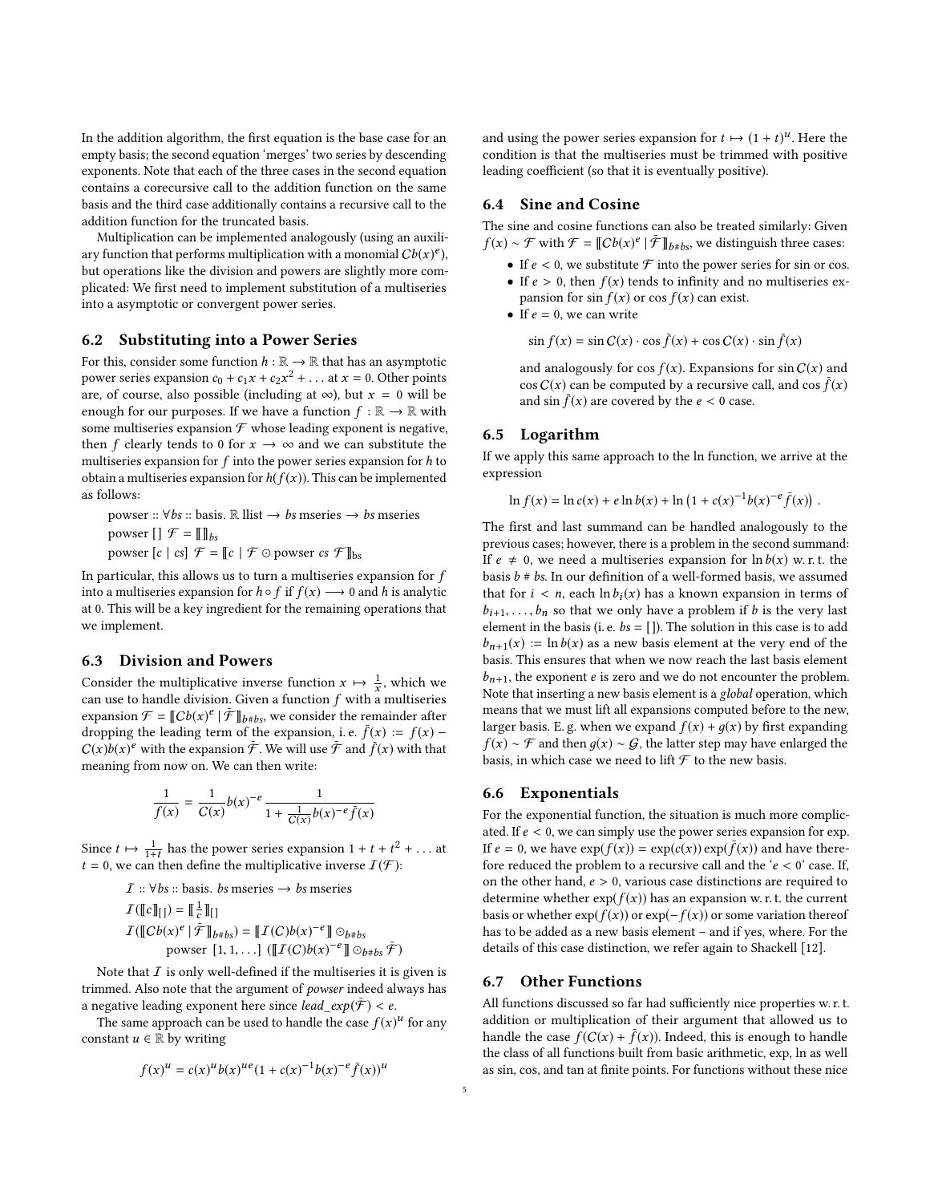In the addition algorithm, the first equation is the base case for an empty basis; the second equation 'merges' two series by descending exponents. Note that each of the three cases in the second equation contains a corecursive call to the addition function on the same basis and the third case additionally contains a recursive call to the addition function for the truncated basis.

Multiplication can be implemented analogously (using an auxiliary function that performs multiplication with a monomial $Cb(x)^e$), but operations like the division and powers are slightly more complicated: We first need to implement substitution of a multiseries into a asymptotic or convergent power series.

## 6.2 Substituting into a Power Series

For this, consider some function $h : \mathbb{R} \to \mathbb{R}$ that has an asymptotic power series expansion $c_0 + c_1 x + c_2 x^2 + \dots$ at $x = 0$. Other points are, of course, also possible (including at $\infty$), but $x = 0$ will be enough for our purposes. If we have a function $f : \mathbb{R} \to \mathbb{R}$ with some multiseries expansion $\mathcal{F}$ whose leading exponent is negative, then $f$ clearly tends to 0 for $x \to \infty$ and we can substitute the multiseries expansion for $f$ into the power series expansion for $h$ to obtain a multiseries expansion for $h(f(x))$. This can be implemented as follows:

$$\text{powser} :: \forall bs :: \text{basis}.\ \mathbb{R}\ \text{llist} \to bs\ \text{mseries} \to bs\ \text{mseries}$$
$$\text{powser}\ []\ \mathcal{F} = [\![]\!]_{bs}$$
$$\text{powser}\ [c \mid cs]\ \mathcal{F} = [\![c \mid \mathcal{F} \odot \text{powser}\ cs\ \mathcal{F}]\!]_{bs}$$

In particular, this allows us to turn a multiseries expansion for $f$ into a multiseries expansion for $h \circ f$ if $f(x) \longrightarrow 0$ and $h$ is analytic at 0. This will be a key ingredient for the remaining operations that we implement.

## 6.3 Division and Powers

Consider the multiplicative inverse function $x \mapsto \frac{1}{x}$, which we can use to handle division. Given a function $f$ with a multiseries expansion $\mathcal{F} = [\![Cb(x)^e \mid \bar{\mathcal{F}}]\!]_{b\#bs}$, we consider the remainder after dropping the leading term of the expansion, i. e. $\bar{f}(x) := f(x) - C(x)b(x)^e$ with the expansion $\bar{\mathcal{F}}$. We will use $\bar{\mathcal{F}}$ and $\bar{f}(x)$ with that meaning from now on. We can then write:

$$\frac{1}{f(x)} = \frac{1}{C(x)} b(x)^{-e} \frac{1}{1 + \frac{1}{C(x)} b(x)^{-e} \bar{f}(x)}$$

Since $t \mapsto \frac{1}{1+t}$ has the power series expansion $1 + t + t^2 + \dots$ at $t = 0$, we can then define the multiplicative inverse $\mathcal{I}(\mathcal{F})$:

$$\mathcal{I} :: \forall bs :: \text{basis}.\ bs\ \text{mseries} \to bs\ \text{mseries}$$
$$\mathcal{I}([\![c]\!]_{[]}) = [\![\tfrac{1}{c}]\!]_{[]}$$
$$\mathcal{I}([\![Cb(x)^e \mid \bar{\mathcal{F}}]\!]_{b\#bs}) = [\![\mathcal{I}(C)b(x)^{-e}]\!] \odot_{b\#bs}$$
$$\text{powser}\ [1, 1, \dots]\ ([\![\mathcal{I}(C)b(x)^{-e}]\!] \odot_{b\#bs} \bar{\mathcal{F}})$$

Note that $\mathcal{I}$ is only well-defined if the multiseries it is given is trimmed. Also note that the argument of *powser* indeed always has a negative leading exponent here since $\mathit{lead\_exp}(\bar{\mathcal{F}}) < e$.

The same approach can be used to handle the case $f(x)^u$ for any constant $u \in \mathbb{R}$ by writing

$$f(x)^u = c(x)^u b(x)^{ue} (1 + c(x)^{-1} b(x)^{-e} \bar{f}(x))^u$$

and using the power series expansion for $t \mapsto (1 + t)^u$. Here the condition is that the multiseries must be trimmed with positive leading coefficient (so that it is eventually positive).

## 6.4 Sine and Cosine

The sine and cosine functions can also be treated similarly: Given $f(x) \sim \mathcal{F}$ with $\mathcal{F} = [\![Cb(x)^e \mid \bar{\mathcal{F}}]\!]_{b\#bs}$, we distinguish three cases:

- If $e < 0$, we substitute $\mathcal{F}$ into the power series for sin or cos.
- If $e > 0$, then $f(x)$ tends to infinity and no multiseries expansion for $\sin f(x)$ or $\cos f(x)$ can exist.
- If $e = 0$, we can write

  $$\sin f(x) = \sin C(x) \cdot \cos \bar{f}(x) + \cos C(x) \cdot \sin \bar{f}(x)$$

  and analogously for $\cos f(x)$. Expansions for $\sin C(x)$ and $\cos C(x)$ can be computed by a recursive call, and $\cos \bar{f}(x)$ and $\sin \bar{f}(x)$ are covered by the $e < 0$ case.

## 6.5 Logarithm

If we apply this same approach to the ln function, we arrive at the expression

$$\ln f(x) = \ln c(x) + e \ln b(x) + \ln\left(1 + c(x)^{-1} b(x)^{-e} \bar{f}(x)\right).$$

The first and last summand can be handled analogously to the previous cases; however, there is a problem in the second summand: If $e \neq 0$, we need a multiseries expansion for $\ln b(x)$ w. r. t. the basis $b \# bs$. In our definition of a well-formed basis, we assumed that for $i < n$, each $\ln b_i(x)$ has a known expansion in terms of $b_{i+1}, \dots, b_n$ so that we only have a problem if $b$ is the very last element in the basis (i. e. $bs = []$). The solution in this case is to add $b_{n+1}(x) := \ln b(x)$ as a new basis element at the very end of the basis. This ensures that when we now reach the last basis element $b_{n+1}$, the exponent $e$ is zero and we do not encounter the problem. Note that inserting a new basis element is a *global* operation, which means that we must lift all expansions computed before to the new, larger basis. E. g. when we expand $f(x) + g(x)$ by first expanding $f(x) \sim \mathcal{F}$ and then $g(x) \sim \mathcal{G}$, the latter step may have enlarged the basis, in which case we need to lift $\mathcal{F}$ to the new basis.

## 6.6 Exponentials

For the exponential function, the situation is much more complicated. If $e < 0$, we can simply use the power series expansion for exp. If $e = 0$, we have $\exp(f(x)) = \exp(c(x)) \exp(\bar{f}(x))$ and have therefore reduced the problem to a recursive call and the '$e < 0$' case. If, on the other hand, $e > 0$, various case distinctions are required to determine whether $\exp(f(x))$ has an expansion w. r. t. the current basis or whether $\exp(f(x))$ or $\exp(-f(x))$ or some variation thereof has to be added as a new basis element – and if yes, where. For the details of this case distinction, we refer again to Shackell [12].

## 6.7 Other Functions

All functions discussed so far had sufficiently nice properties w. r. t. addition or multiplication of their argument that allowed us to handle the case $f(C(x) + \bar{f}(x))$. Indeed, this is enough to handle the class of all functions built from basic arithmetic, exp, ln as well as sin, cos, and tan at finite points. For functions without these nice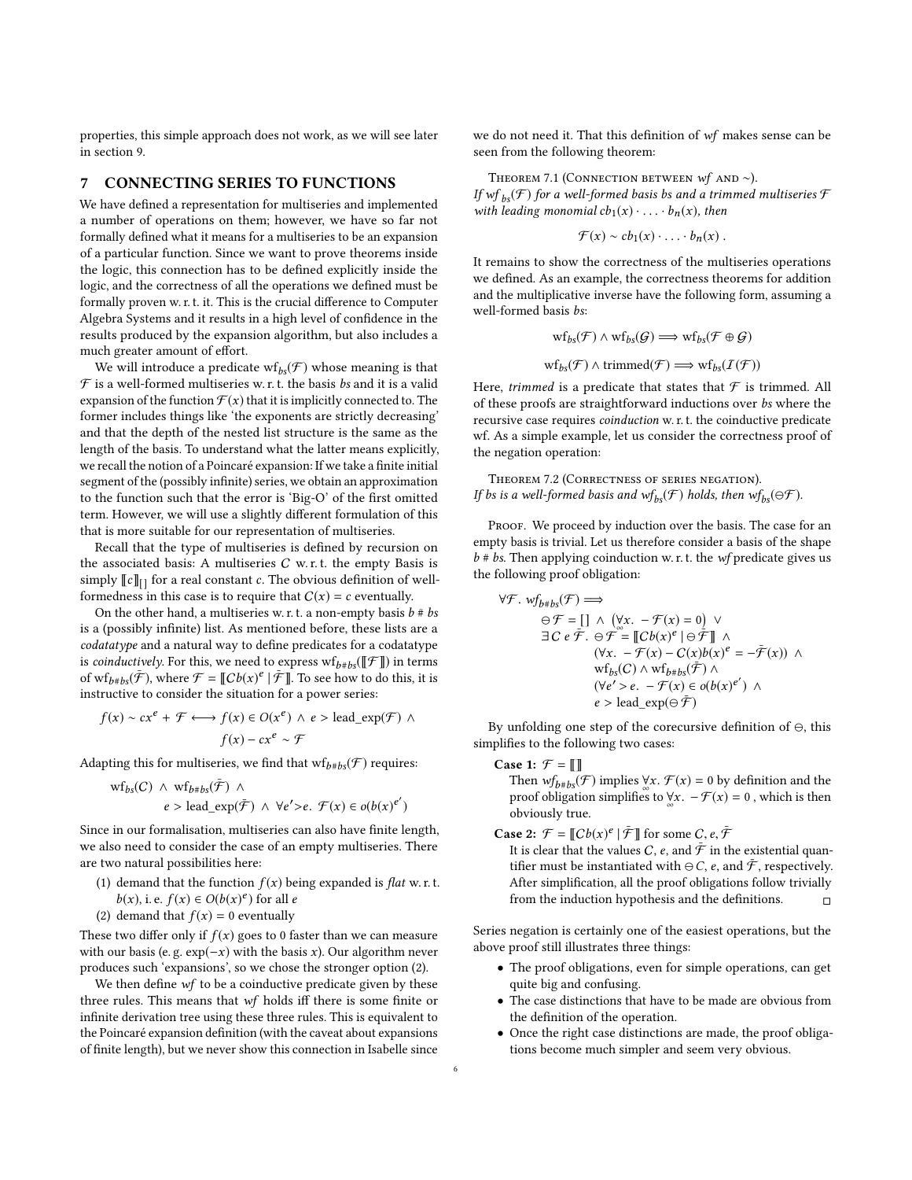properties, this simple approach does not work, as we will see later in section 9.

## 7 CONNECTING SERIES TO FUNCTIONS

We have defined a representation for multiseries and implemented a number of operations on them; however, we have so far not formally defined what it means for a multiseries to be an expansion of a particular function. Since we want to prove theorems inside the logic, this connection has to be defined explicitly inside the logic, and the correctness of all the operations we defined must be formally proven w. r. t. it. This is the crucial difference to Computer Algebra Systems and it results in a high level of confidence in the results produced by the expansion algorithm, but also includes a much greater amount of effort.

We will introduce a predicate $\mathrm{wf}_{bs}(\mathcal{F})$ whose meaning is that $\mathcal{F}$ is a well-formed multiseries w. r. t. the basis *bs* and it is a valid expansion of the function $\mathcal{F}(x)$ that it is implicitly connected to. The former includes things like 'the exponents are strictly decreasing' and that the depth of the nested list structure is the same as the length of the basis. To understand what the latter means explicitly, we recall the notion of a Poincaré expansion: If we take a finite initial segment of the (possibly infinite) series, we obtain an approximation to the function such that the error is 'Big-O' of the first omitted term. However, we will use a slightly different formulation of this that is more suitable for our representation of multiseries.

Recall that the type of multiseries is defined by recursion on the associated basis: A multiseries $C$ w. r. t. the empty Basis is simply $[\![c]\!]_{[]}$ for a real constant $c$. The obvious definition of well-formedness in this case is to require that $C(x) = c$ eventually.

On the other hand, a multiseries w. r. t. a non-empty basis $b \# bs$ is a (possibly infinite) list. As mentioned before, these lists are a *codatatype* and a natural way to define predicates for a codatatype is *coinductively*. For this, we need to express $\mathrm{wf}_{b\#bs}([\![\mathcal{F}]\!])$ in terms of $\mathrm{wf}_{b\#bs}(\bar{\mathcal{F}})$, where $\mathcal{F} = [\![Cb(x)^e \mid \bar{\mathcal{F}}]\!]$. To see how to do this, it is instructive to consider the situation for a power series:

$$f(x) \sim cx^e + \mathcal{F} \longleftrightarrow f(x) \in O(x^e) \wedge e > \mathrm{lead\_exp}(\mathcal{F}) \wedge f(x) - cx^e \sim \mathcal{F}$$

Adapting this for multiseries, we find that $\mathrm{wf}_{b\#bs}(\mathcal{F})$ requires:

$$\mathrm{wf}_{bs}(C) \wedge \mathrm{wf}_{b\#bs}(\bar{\mathcal{F}}) \wedge e > \mathrm{lead\_exp}(\bar{\mathcal{F}}) \wedge \forall e'{>}e.\ \mathcal{F}(x) \in o(b(x)^{e'})$$

Since in our formalisation, multiseries can also have finite length, we also need to consider the case of an empty multiseries. There are two natural possibilities here:

1. demand that the function $f(x)$ being expanded is *flat* w. r. t. $b(x)$, i. e. $f(x) \in O(b(x)^e)$ for all $e$
2. demand that $f(x) = 0$ eventually

These two differ only if $f(x)$ goes to 0 faster than we can measure with our basis (e. g. $\exp(-x)$ with the basis $x$). Our algorithm never produces such 'expansions', so we chose the stronger option (2).

We then define *wf* to be a coinductive predicate given by these three rules. This means that *wf* holds iff there is some finite or infinite derivation tree using these three rules. This is equivalent to the Poincaré expansion definition (with the caveat about expansions of finite length), but we never show this connection in Isabelle since we do not need it. That this definition of *wf* makes sense can be seen from the following theorem:

**Theorem 7.1 (Connection between *wf* and $\sim$).** *If $wf_{bs}(\mathcal{F})$ for a well-formed basis bs and a trimmed multiseries $\mathcal{F}$ with leading monomial $cb_1(x) \cdot \ldots \cdot b_n(x)$, then*

$$\mathcal{F}(x) \sim cb_1(x) \cdot \ldots \cdot b_n(x)\ .$$

It remains to show the correctness of the multiseries operations we defined. As an example, the correctness theorems for addition and the multiplicative inverse have the following form, assuming a well-formed basis *bs*:

$$\mathrm{wf}_{bs}(\mathcal{F}) \wedge \mathrm{wf}_{bs}(\mathcal{G}) \Longrightarrow \mathrm{wf}_{bs}(\mathcal{F} \oplus \mathcal{G})$$

$$\mathrm{wf}_{bs}(\mathcal{F}) \wedge \mathrm{trimmed}(\mathcal{F}) \Longrightarrow \mathrm{wf}_{bs}(\mathcal{I}(\mathcal{F}))$$

Here, *trimmed* is a predicate that states that $\mathcal{F}$ is trimmed. All of these proofs are straightforward inductions over *bs* where the recursive case requires *coinduction* w. r. t. the coinductive predicate wf. As a simple example, let us consider the correctness proof of the negation operation:

**Theorem 7.2 (Correctness of series negation).** *If bs is a well-formed basis and $wf_{bs}(\mathcal{F})$ holds, then $wf_{bs}(\ominus\mathcal{F})$.*

*Proof.* We proceed by induction over the basis. The case for an empty basis is trivial. Let us therefore consider a basis of the shape $b \# bs$. Then applying coinduction w. r. t. the *wf* predicate gives us the following proof obligation:

$$\begin{aligned}
\forall \mathcal{F}.\ wf_{b\#bs}(\mathcal{F}) \Longrightarrow&\\
&\ominus\mathcal{F} = [\,] \wedge \big(\forall_{\infty} x.\ -\mathcal{F}(x) = 0\big) \vee\\
&\exists\, C\ e\ \bar{\mathcal{F}}.\ \ominus\mathcal{F} = [\![Cb(x)^e \mid \ominus\bar{\mathcal{F}}]\!] \wedge\\
&\qquad (\forall x.\ -\mathcal{F}(x) - C(x)b(x)^e = -\bar{\mathcal{F}}(x)) \wedge\\
&\qquad \mathrm{wf}_{bs}(C) \wedge \mathrm{wf}_{b\#bs}(\bar{\mathcal{F}}) \wedge\\
&\qquad (\forall e' > e.\ -\mathcal{F}(x) \in o(b(x)^{e'}) \wedge\\
&\qquad e > \mathrm{lead\_exp}(\ominus\bar{\mathcal{F}})
\end{aligned}$$

By unfolding one step of the corecursive definition of $\ominus$, this simplifies to the following two cases:

**Case 1:** $\mathcal{F} = [\![\,]\!]$
Then $wf_{b\#bs}(\mathcal{F})$ implies $\forall_{\infty} x.\ \mathcal{F}(x) = 0$ by definition and the proof obligation simplifies to $\forall_{\infty} x.\ -\mathcal{F}(x) = 0$ , which is then obviously true.

**Case 2:** $\mathcal{F} = [\![Cb(x)^e \mid \bar{\mathcal{F}}]\!]$ for some $C, e, \bar{\mathcal{F}}$
It is clear that the values $C$, $e$, and $\bar{\mathcal{F}}$ in the existential quantifier must be instantiated with $\ominus C$, $e$, and $\bar{\mathcal{F}}$, respectively. After simplification, all the proof obligations follow trivially from the induction hypothesis and the definitions. □

Series negation is certainly one of the easiest operations, but the above proof still illustrates three things:

- The proof obligations, even for simple operations, can get quite big and confusing.
- The case distinctions that have to be made are obvious from the definition of the operation.
- Once the right case distinctions are made, the proof obligations become much simpler and seem very obvious.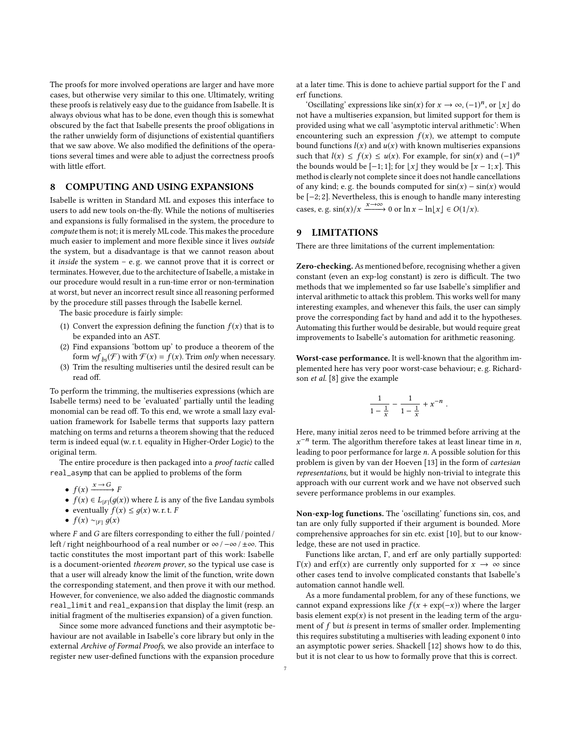The proofs for more involved operations are larger and have more cases, but otherwise very similar to this one. Ultimately, writing these proofs is relatively easy due to the guidance from Isabelle. It is always obvious what has to be done, even though this is somewhat obscured by the fact that Isabelle presents the proof obligations in the rather unwieldy form of disjunctions of existential quantifiers that we saw above. We also modified the definitions of the operations several times and were able to adjust the correctness proofs with little effort.

## 8 COMPUTING AND USING EXPANSIONS

Isabelle is written in Standard ML and exposes this interface to users to add new tools on-the-fly. While the notions of multiseries and expansions is fully formalised in the system, the procedure to *compute* them is not; it is merely ML code. This makes the procedure much easier to implement and more flexible since it lives *outside* the system, but a disadvantage is that we cannot reason about it *inside* the system – e. g. we cannot prove that it is correct or terminates. However, due to the architecture of Isabelle, a mistake in our procedure would result in a run-time error or non-termination at worst, but never an incorrect result since all reasoning performed by the procedure still passes through the Isabelle kernel.

The basic procedure is fairly simple:

1. Convert the expression defining the function $f(x)$ that is to be expanded into an AST.
2. Find expansions 'bottom up' to produce a theorem of the form $wf_{bs}(\mathcal{F})$ with $\mathcal{F}(x) = f(x)$. Trim *only* when necessary.
3. Trim the resulting multiseries until the desired result can be read off.

To perform the trimming, the multiseries expressions (which are Isabelle terms) need to be 'evaluated' partially until the leading monomial can be read off. To this end, we wrote a small lazy evaluation framework for Isabelle terms that supports lazy pattern matching on terms and returns a theorem showing that the reduced term is indeed equal (w. r. t. equality in Higher-Order Logic) to the original term.

The entire procedure is then packaged into a *proof tactic* called `real_asymp` that can be applied to problems of the form

- $f(x) \xrightarrow{x \to G} F$
- $f(x) \in L_{[F]}(g(x))$ where $L$ is any of the five Landau symbols
- eventually $f(x) \leq g(x)$ w. r. t. $F$
- $f(x) \sim_{[F]} g(x)$

where $F$ and $G$ are filters corresponding to either the full / pointed / left / right neighbourhood of a real number or $\infty$ / $-\infty$ / $\pm\infty$. This tactic constitutes the most important part of this work: Isabelle is a document-oriented *theorem prover*, so the typical use case is that a user will already know the limit of the function, write down the corresponding statement, and then prove it with our method. However, for convenience, we also added the diagnostic commands `real_limit` and `real_expansion` that display the limit (resp. an initial fragment of the multiseries expansion) of a given function.

Since some more advanced functions and their asymptotic behaviour are not available in Isabelle's core library but only in the external *Archive of Formal Proofs*, we also provide an interface to register new user-defined functions with the expansion procedure at a later time. This is done to achieve partial support for the Γ and erf functions.

'Oscillating' expressions like $\sin(x)$ for $x \to \infty$, $(-1)^n$, or $\lfloor x \rfloor$ do not have a multiseries expansion, but limited support for them is provided using what we call 'asymptotic interval arithmetic': When encountering such an expression $f(x)$, we attempt to compute bound functions $l(x)$ and $u(x)$ with known multiseries expansions such that $l(x) \leq f(x) \leq u(x)$. For example, for $\sin(x)$ and $(-1)^n$ the bounds would be $[-1; 1]$; for $\lfloor x \rfloor$ they would be $[x - 1; x]$. This method is clearly not complete since it does not handle cancellations of any kind; e. g. the bounds computed for $\sin(x) - \sin(x)$ would be $[-2; 2]$. Nevertheless, this is enough to handle many interesting cases, e. g. $\sin(x)/x \xrightarrow{x \to \infty} 0$ or $\ln x - \ln\lfloor x \rfloor \in O(1/x)$.

## 9 LIMITATIONS

There are three limitations of the current implementation:

**Zero-checking.** As mentioned before, recognising whether a given constant (even an exp-log constant) is zero is difficult. The two methods that we implemented so far use Isabelle's simplifier and interval arithmetic to attack this problem. This works well for many interesting examples, and whenever this fails, the user can simply prove the corresponding fact by hand and add it to the hypotheses. Automating this further would be desirable, but would require great improvements to Isabelle's automation for arithmetic reasoning.

**Worst-case performance.** It is well-known that the algorithm implemented here has very poor worst-case behaviour; e. g. Richardson *et al.* [8] give the example

$$\frac{1}{1 - \frac{1}{x}} - \frac{1}{1 - \frac{1}{x}} + x^{-n} \ .$$

Here, many initial zeros need to be trimmed before arriving at the $x^{-n}$ term. The algorithm therefore takes at least linear time in $n$, leading to poor performance for large $n$. A possible solution for this problem is given by van der Hoeven [13] in the form of *cartesian representations*, but it would be highly non-trivial to integrate this approach with our current work and we have not observed such severe performance problems in our examples.

**Non-exp-log functions.** The 'oscillating' functions sin, cos, and tan are only fully supported if their argument is bounded. More comprehensive approaches for sin etc. exist [10], but to our knowledge, these are not used in practice.

Functions like arctan, Γ, and erf are only partially supported: $\Gamma(x)$ and $\mathrm{erf}(x)$ are currently only supported for $x \to \infty$ since other cases tend to involve complicated constants that Isabelle's automation cannot handle well.

As a more fundamental problem, for any of these functions, we cannot expand expressions like $f(x + \exp(-x))$ where the larger basis element $\exp(x)$ is not present in the leading term of the argument of $f$ but *is* present in terms of smaller order. Implementing this requires substituting a multiseries with leading exponent 0 into an asymptotic power series. Shackell [12] shows how to do this, but it is not clear to us how to formally prove that this is correct.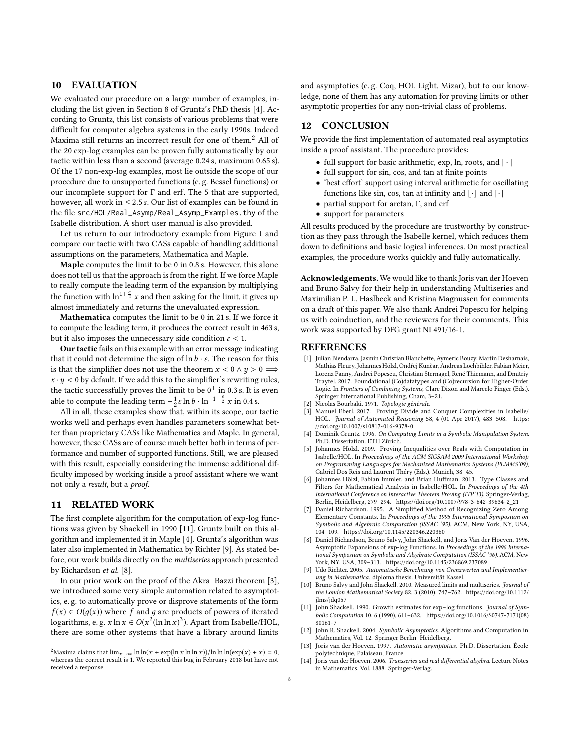## 10 EVALUATION

We evaluated our procedure on a large number of examples, including the list given in Section 8 of Gruntz's PhD thesis [4]. According to Gruntz, this list consists of various problems that were difficult for computer algebra systems in the early 1990s. Indeed Maxima still returns an incorrect result for one of them.[2] All of the 20 exp-log examples can be proven fully automatically by our tactic within less than a second (average 0.24 s, maximum 0.65 s). Of the 17 non-exp-log examples, most lie outside the scope of our procedure due to unsupported functions (e. g. Bessel functions) or our incomplete support for Γ and erf. The 5 that are supported, however, all work in $\leq 2.5\,s$. Our list of examples can be found in the file `src/HOL/Real_Asymp/Real_Asymp_Examples.thy` of the Isabelle distribution. A short user manual is also provided.

Let us return to our introductory example from Figure 1 and compare our tactic with two CASs capable of handling additional assumptions on the parameters, Mathematica and Maple.

**Maple** computes the limit to be 0 in 0.8 s. However, this alone does not tell us that the approach is from the right. If we force Maple to really compute the leading term of the expansion by multiplying the function with $\ln^{1+\frac{\varepsilon}{2}} x$ and then asking for the limit, it gives up almost immediately and returns the unevaluated expression.

**Mathematica** computes the limit to be 0 in 21 s. If we force it to compute the leading term, it produces the correct result in 463 s, but it also imposes the unnecessary side condition $\varepsilon < 1$.

**Our tactic** fails on this example with an error message indicating that it could not determine the sign of $\ln b \cdot \varepsilon$. The reason for this is that the simplifier does not use the theorem $x < 0 \wedge y > 0 \Longrightarrow x \cdot y < 0$ by default. If we add this to the simplifier's rewriting rules, the tactic successfully proves the limit to be $0^+$ in 0.3 s. It is even able to compute the leading term $-\frac{1}{2}\varepsilon \ln b \cdot \ln^{-1-\frac{\varepsilon}{2}} x$ in 0.4 s.

All in all, these examples show that, within its scope, our tactic works well and perhaps even handles parameters somewhat better than proprietary CASs like Mathematica and Maple. In general, however, these CASs are of course much better both in terms of performance and number of supported functions. Still, we are pleased with this result, especially considering the immense additional difficulty imposed by working inside a proof assistant where we want not only a *result*, but a *proof*.

## 11 RELATED WORK

The first complete algorithm for the computation of exp-log functions was given by Shackell in 1990 [11]. Gruntz built on this algorithm and implemented it in Maple [4]. Gruntz's algorithm was later also implemented in Mathematica by Richter [9]. As stated before, our work builds directly on the *multiseries* approach presented by Richardson *et al.* [8].

In our prior work on the proof of the Akra–Bazzi theorem [3], we introduced some very simple automation related to asymptotics, e. g. to automatically prove or disprove statements of the form $f(x) \in O(g(x))$ where $f$ and $g$ are products of powers of iterated logarithms, e. g. $x \ln x \in O(x^2 (\ln \ln x)^3)$. Apart from Isabelle/HOL, there are some other systems that have a library around limits and asymptotics (e. g. Coq, HOL Light, Mizar), but to our knowledge, none of them has any automation for proving limits or other asymptotic properties for any non-trivial class of problems.

[2] Maxima claims that $\lim_{x\to\infty} \ln \ln(x + \exp(\ln x \ln \ln x))/\ln \ln \ln(\exp(x) + x) = 0$, whereas the correct result is 1. We reported this bug in February 2018 but have not received a response.

## 12 CONCLUSION

We provide the first implementation of automated real asymptotics inside a proof assistant. The procedure provides:

- full support for basic arithmetic, exp, ln, roots, and $|\cdot|$
- full support for sin, cos, and tan at finite points
- 'best effort' support using interval arithmetic for oscillating functions like sin, cos, tan at infinity and $\lfloor\cdot\rfloor$ and $\lceil\cdot\rceil$
- partial support for arctan, Γ, and erf
- support for parameters

All results produced by the procedure are trustworthy by construction as they pass through the Isabelle kernel, which reduces them down to definitions and basic logical inferences. On most practical examples, the procedure works quickly and fully automatically.

**Acknowledgements.** We would like to thank Joris van der Hoeven and Bruno Salvy for their help in understanding Multiseries and Maximilian P. L. Haslbeck and Kristina Magnussen for comments on a draft of this paper. We also thank Andrei Popescu for helping us with coinduction, and the reviewers for their comments. This work was supported by DFG grant NI 491/16-1.

## REFERENCES

[1] Julian Biendarra, Jasmin Christian Blanchette, Aymeric Bouzy, Martin Desharnais, Mathias Fleury, Johannes Hölzl, Ondřej Kunčar, Andreas Lochbihler, Fabian Meier, Lorenz Panny, Andrei Popescu, Christian Sternagel, René Thiemann, and Dmitriy Traytel. 2017. Foundational (Co)datatypes and (Co)recursion for Higher-Order Logic. In *Frontiers of Combining Systems*, Clare Dixon and Marcelo Finger (Eds.). Springer International Publishing, Cham, 3–21.

[2] Nicolas Bourbaki. 1971. *Topologie générale*.

[3] Manuel Eberl. 2017. Proving Divide and Conquer Complexities in Isabelle/HOL. *Journal of Automated Reasoning* 58, 4 (01 Apr 2017), 483–508. https://doi.org/10.1007/s10817-016-9378-0

[4] Dominik Gruntz. 1996. *On Computing Limits in a Symbolic Manipulation System.* Ph.D. Dissertation. ETH Zürich.

[5] Johannes Hölzl. 2009. Proving Inequalities over Reals with Computation in Isabelle/HOL. In *Proceedings of the ACM SIGSAM 2009 International Workshop on Programming Languages for Mechanized Mathematics Systems (PLMMS'09)*, Gabriel Dos Reis and Laurent Théry (Eds.). Munich, 38–45.

[6] Johannes Hölzl, Fabian Immler, and Brian Huffman. 2013. Type Classes and Filters for Mathematical Analysis in Isabelle/HOL. In *Proceedings of the 4th International Conference on Interactive Theorem Proving (ITP'13)*. Springer-Verlag, Berlin, Heidelberg, 279–294. https://doi.org/10.1007/978-3-642-39634-2_21

[7] Daniel Richardson. 1995. A Simplified Method of Recognizing Zero Among Elementary Constants. In *Proceedings of the 1995 International Symposium on Symbolic and Algebraic Computation (ISSAC '95)*. ACM, New York, NY, USA, 104–109. https://doi.org/10.1145/220346.220360

[8] Daniel Richardson, Bruno Salvy, John Shackell, and Joris Van der Hoeven. 1996. Asymptotic Expansions of exp-log Functions. In *Proceedings of the 1996 International Symposium on Symbolic and Algebraic Computation (ISSAC '96)*. ACM, New York, NY, USA, 309–313. https://doi.org/10.1145/236869.237089

[9] Udo Richter. 2005. *Automatische Berechnung von Grenzwerten und Implementierung in Mathematica.* diploma thesis. Universität Kassel.

[10] Bruno Salvy and John Shackell. 2010. Measured limits and multiseries. *Journal of the London Mathematical Society* 82, 3 (2010), 747–762. https://doi.org/10.1112/jlms/jdq057

[11] John Shackell. 1990. Growth estimates for exp–log functions. *Journal of Symbolic Computation* 10, 6 (1990), 611–632. https://doi.org/10.1016/S0747-7171(08)80161-7

[12] John R. Shackell. 2004. *Symbolic Asymptotics.* Algorithms and Computation in Mathematics, Vol. 12. Springer Berlin–Heidelberg.

[13] Joris van der Hoeven. 1997. *Automatic asymptotics.* Ph.D. Dissertation. École polytechnique, Palaiseau, France.

[14] Joris van der Hoeven. 2006. *Transseries and real differential algebra.* Lecture Notes in Mathematics, Vol. 1888. Springer-Verlag.